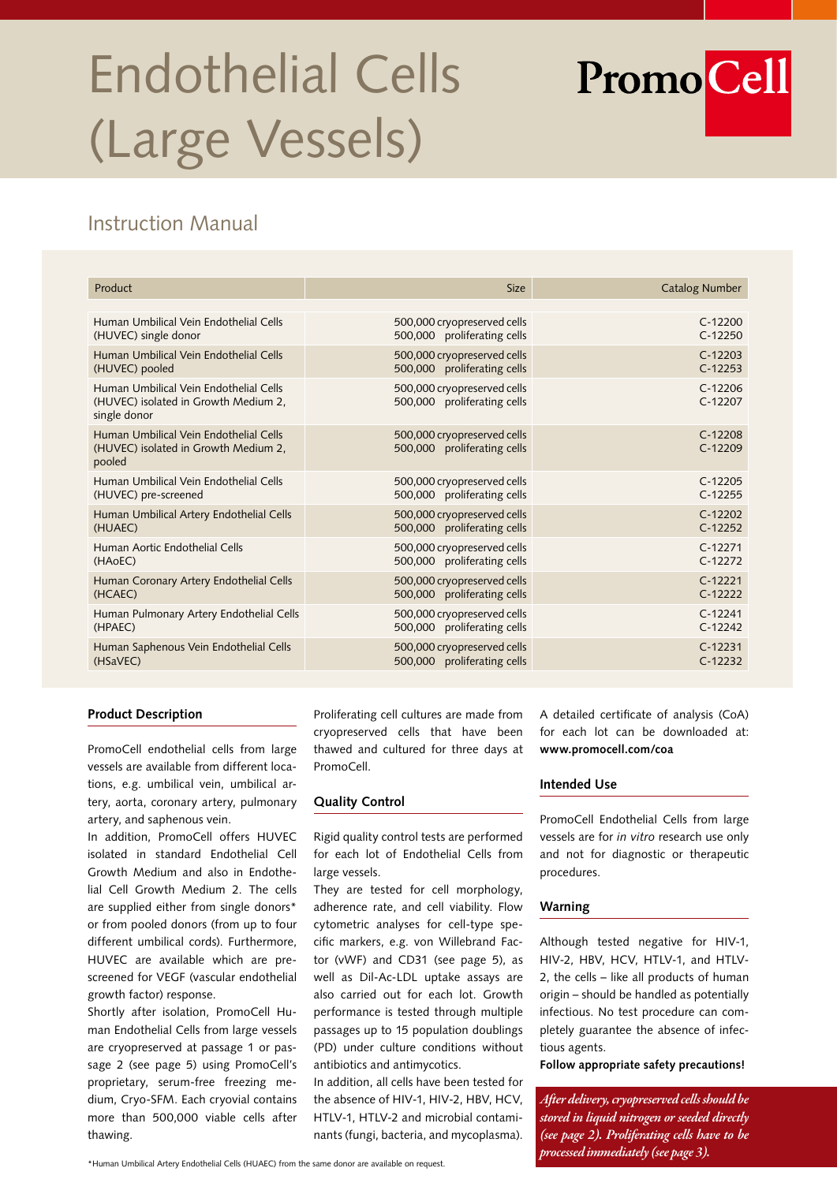# Endothelial Cells (Large Vessels)

PromoCell

## Instruction Manual

| Product | Size | Catalog Number |
|---|---|---|
| Human Umbilical Vein Endothelial Cells (HUVEC) single donor | 500,000 cryopreserved cells<br>500,000 proliferating cells | C-12200<br>C-12250 |
| Human Umbilical Vein Endothelial Cells (HUVEC) pooled | 500,000 cryopreserved cells<br>500,000 proliferating cells | C-12203<br>C-12253 |
| Human Umbilical Vein Endothelial Cells (HUVEC) isolated in Growth Medium 2, single donor | 500,000 cryopreserved cells<br>500,000 proliferating cells | C-12206<br>C-12207 |
| Human Umbilical Vein Endothelial Cells (HUVEC) isolated in Growth Medium 2, pooled | 500,000 cryopreserved cells<br>500,000 proliferating cells | C-12208<br>C-12209 |
| Human Umbilical Vein Endothelial Cells (HUVEC) pre-screened | 500,000 cryopreserved cells<br>500,000 proliferating cells | C-12205<br>C-12255 |
| Human Umbilical Artery Endothelial Cells (HUAEC) | 500,000 cryopreserved cells<br>500,000 proliferating cells | C-12202<br>C-12252 |
| Human Aortic Endothelial Cells (HAoEC) | 500,000 cryopreserved cells<br>500,000 proliferating cells | C-12271<br>C-12272 |
| Human Coronary Artery Endothelial Cells (HCAEC) | 500,000 cryopreserved cells<br>500,000 proliferating cells | C-12221<br>C-12222 |
| Human Pulmonary Artery Endothelial Cells (HPAEC) | 500,000 cryopreserved cells<br>500,000 proliferating cells | C-12241<br>C-12242 |
| Human Saphenous Vein Endothelial Cells (HSaVEC) | 500,000 cryopreserved cells<br>500,000 proliferating cells | C-12231<br>C-12232 |

### Product Description

PromoCell endothelial cells from large vessels are available from different locations, e.g. umbilical vein, umbilical artery, aorta, coronary artery, pulmonary artery, and saphenous vein.

In addition, PromoCell offers HUVEC isolated in standard Endothelial Cell Growth Medium and also in Endothelial Cell Growth Medium 2. The cells are supplied either from single donors* or from pooled donors (from up to four different umbilical cords). Furthermore, HUVEC are available which are prescreened for VEGF (vascular endothelial growth factor) response.

Shortly after isolation, PromoCell Human Endothelial Cells from large vessels are cryopreserved at passage 1 or passage 2 (see page 5) using PromoCell's proprietary, serum-free freezing medium, Cryo-SFM. Each cryovial contains more than 500,000 viable cells after thawing.

Proliferating cell cultures are made from cryopreserved cells that have been thawed and cultured for three days at PromoCell.

### Quality Control

Rigid quality control tests are performed for each lot of Endothelial Cells from large vessels.

They are tested for cell morphology, adherence rate, and cell viability. Flow cytometric analyses for cell-type specific markers, e.g. von Willebrand Factor (vWF) and CD31 (see page 5), as well as Dil-Ac-LDL uptake assays are also carried out for each lot. Growth performance is tested through multiple passages up to 15 population doublings (PD) under culture conditions without antibiotics and antimycotics.

In addition, all cells have been tested for the absence of HIV-1, HIV-2, HBV, HCV, HTLV-1, HTLV-2 and microbial contaminants (fungi, bacteria, and mycoplasma).

A detailed certificate of analysis (CoA) for each lot can be downloaded at: **www.promocell.com/coa**

### Intended Use

PromoCell Endothelial Cells from large vessels are for *in vitro* research use only and not for diagnostic or therapeutic procedures.

### Warning

Although tested negative for HIV-1, HIV-2, HBV, HCV, HTLV-1, and HTLV-2, the cells – like all products of human origin – should be handled as potentially infectious. No test procedure can completely guarantee the absence of infectious agents.

**Follow appropriate safety precautions!**

***After delivery, cryopreserved cells should be stored in liquid nitrogen or seeded directly (see page 2). Proliferating cells have to be processed immediately (see page 3).***

*Human Umbilical Artery Endothelial Cells (HUAEC) from the same donor are available on request.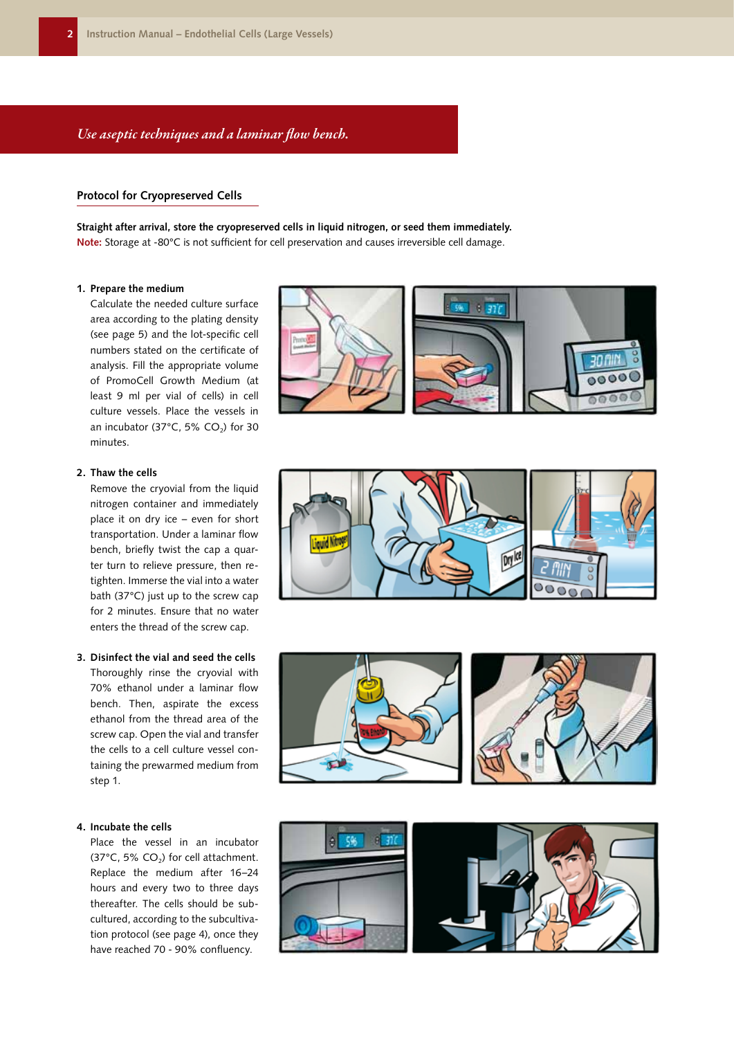*Use aseptic techniques and a laminar flow bench.*

## Protocol for Cryopreserved Cells

**Straight after arrival, store the cryopreserved cells in liquid nitrogen, or seed them immediately.**
**Note:** Storage at -80°C is not sufficient for cell preservation and causes irreversible cell damage.

1. **Prepare the medium**
   Calculate the needed culture surface area according to the plating density (see page 5) and the lot-specific cell numbers stated on the certificate of analysis. Fill the appropriate volume of PromoCell Growth Medium (at least 9 ml per vial of cells) in cell culture vessels. Place the vessels in an incubator (37°C, 5% $CO_2$) for 30 minutes.

2. **Thaw the cells**
   Remove the cryovial from the liquid nitrogen container and immediately place it on dry ice – even for short transportation. Under a laminar flow bench, briefly twist the cap a quarter turn to relieve pressure, then retighten. Immerse the vial into a water bath (37°C) just up to the screw cap for 2 minutes. Ensure that no water enters the thread of the screw cap.

3. **Disinfect the vial and seed the cells**
   Thoroughly rinse the cryovial with 70% ethanol under a laminar flow bench. Then, aspirate the excess ethanol from the thread area of the screw cap. Open the vial and transfer the cells to a cell culture vessel containing the prewarmed medium from step 1.

4. **Incubate the cells**
   Place the vessel in an incubator (37°C, 5% $CO_2$) for cell attachment. Replace the medium after 16–24 hours and every two to three days thereafter. The cells should be subcultured, according to the subcultivation protocol (see page 4), once they have reached 70 - 90% confluency.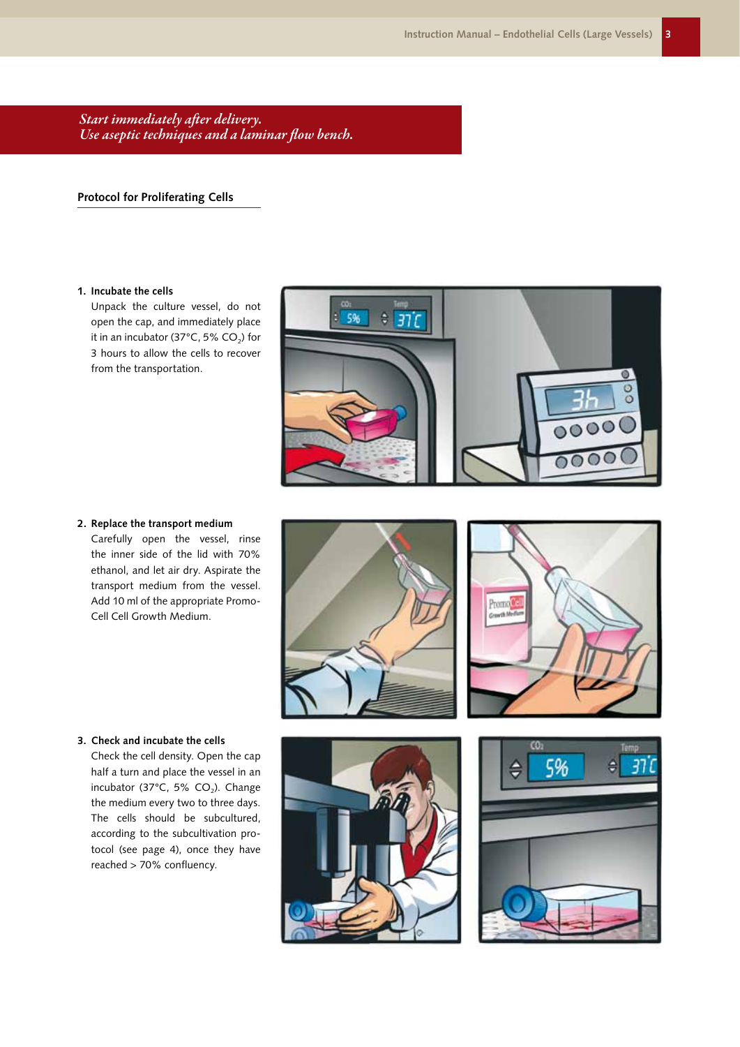*Start immediately after delivery.*
*Use aseptic techniques and a laminar flow bench.*

## Protocol for Proliferating Cells

1. **Incubate the cells**
   Unpack the culture vessel, do not open the cap, and immediately place it in an incubator (37°C, 5% $CO_2$) for 3 hours to allow the cells to recover from the transportation.

2. **Replace the transport medium**
   Carefully open the vessel, rinse the inner side of the lid with 70% ethanol, and let air dry. Aspirate the transport medium from the vessel. Add 10 ml of the appropriate Promo-Cell Cell Growth Medium.

3. **Check and incubate the cells**
   Check the cell density. Open the cap half a turn and place the vessel in an incubator (37°C, 5% $CO_2$). Change the medium every two to three days. The cells should be subcultured, according to the subcultivation protocol (see page 4), once they have reached > 70% confluency.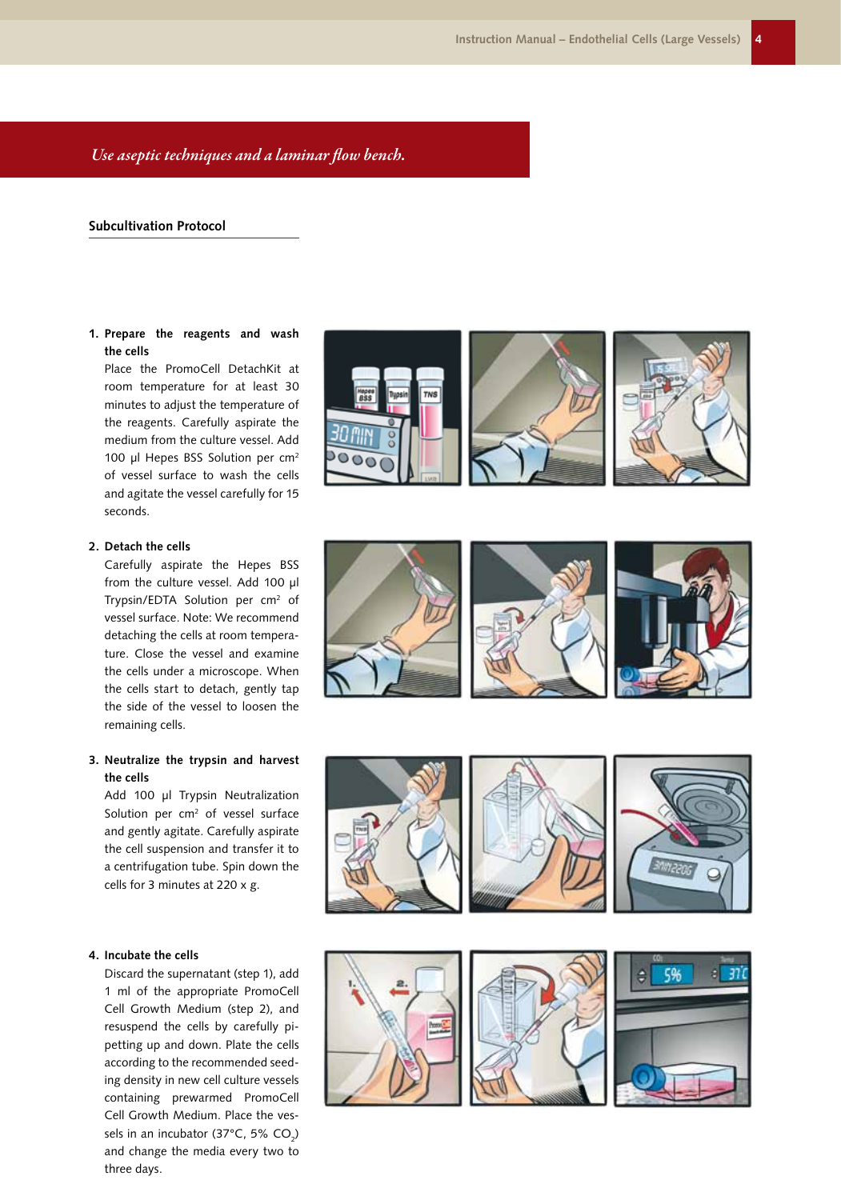*Use aseptic techniques and a laminar flow bench.*

## Subcultivation Protocol

1. **Prepare the reagents and wash the cells**
   Place the PromoCell DetachKit at room temperature for at least 30 minutes to adjust the temperature of the reagents. Carefully aspirate the medium from the culture vessel. Add 100 µl Hepes BSS Solution per $cm^2$ of vessel surface to wash the cells and agitate the vessel carefully for 15 seconds.

2. **Detach the cells**
   Carefully aspirate the Hepes BSS from the culture vessel. Add 100 µl Trypsin/EDTA Solution per $cm^2$ of vessel surface. Note: We recommend detaching the cells at room temperature. Close the vessel and examine the cells under a microscope. When the cells start to detach, gently tap the side of the vessel to loosen the remaining cells.

3. **Neutralize the trypsin and harvest the cells**
   Add 100 µl Trypsin Neutralization Solution per $cm^2$ of vessel surface and gently agitate. Carefully aspirate the cell suspension and transfer it to a centrifugation tube. Spin down the cells for 3 minutes at 220 x g.

4. **Incubate the cells**
   Discard the supernatant (step 1), add 1 ml of the appropriate PromoCell Cell Growth Medium (step 2), and resuspend the cells by carefully pipetting up and down. Plate the cells according to the recommended seeding density in new cell culture vessels containing prewarmed PromoCell Cell Growth Medium. Place the vessels in an incubator (37°C, 5% $CO_2$) and change the media every two to three days.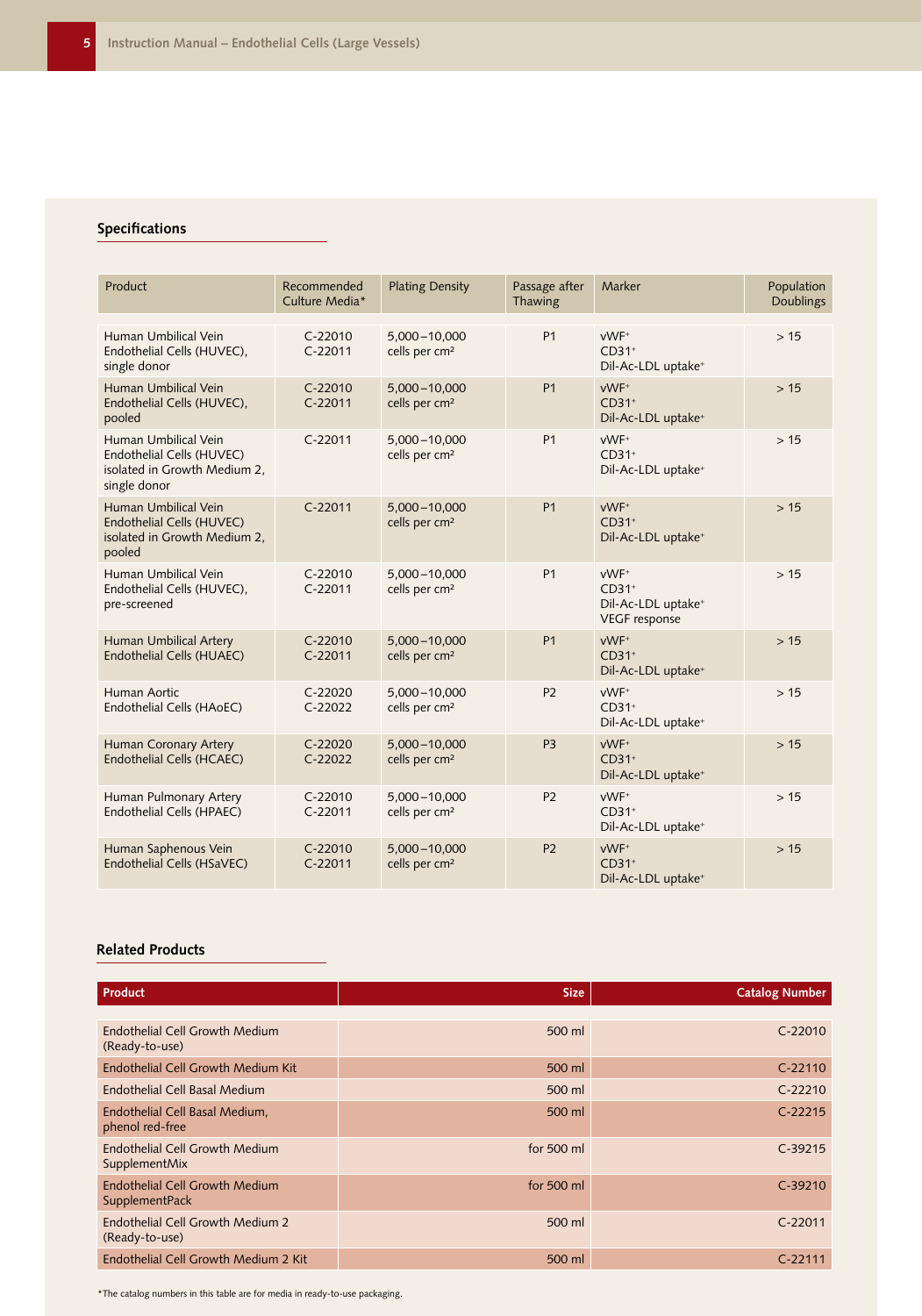## Specifications

| Product | Recommended Culture Media* | Plating Density | Passage after Thawing | Marker | Population Doublings |
|---|---|---|---|---|---|
| Human Umbilical Vein Endothelial Cells (HUVEC), single donor | C-22010<br>C-22011 | 5,000–10,000 cells per $cm^2$ | P1 | $vWF^+$<br>$CD31^+$<br>Dil-Ac-LDL $uptake^+$ | > 15 |
| Human Umbilical Vein Endothelial Cells (HUVEC), pooled | C-22010<br>C-22011 | 5,000–10,000 cells per $cm^2$ | P1 | $vWF^+$<br>$CD31^+$<br>Dil-Ac-LDL $uptake^+$ | > 15 |
| Human Umbilical Vein Endothelial Cells (HUVEC) isolated in Growth Medium 2, single donor | C-22011 | 5,000–10,000 cells per $cm^2$ | P1 | $vWF^+$<br>$CD31^+$<br>Dil-Ac-LDL $uptake^+$ | > 15 |
| Human Umbilical Vein Endothelial Cells (HUVEC) isolated in Growth Medium 2, pooled | C-22011 | 5,000–10,000 cells per $cm^2$ | P1 | $vWF^+$<br>$CD31^+$<br>Dil-Ac-LDL $uptake^+$ | > 15 |
| Human Umbilical Vein Endothelial Cells (HUVEC), pre-screened | C-22010<br>C-22011 | 5,000–10,000 cells per $cm^2$ | P1 | $vWF^+$<br>$CD31^+$<br>Dil-Ac-LDL $uptake^+$<br>VEGF response | > 15 |
| Human Umbilical Artery Endothelial Cells (HUAEC) | C-22010<br>C-22011 | 5,000–10,000 cells per $cm^2$ | P1 | $vWF^+$<br>$CD31^+$<br>Dil-Ac-LDL $uptake^+$ | > 15 |
| Human Aortic Endothelial Cells (HAoEC) | C-22020<br>C-22022 | 5,000–10,000 cells per $cm^2$ | P2 | $vWF^+$<br>$CD31^+$<br>Dil-Ac-LDL $uptake^+$ | > 15 |
| Human Coronary Artery Endothelial Cells (HCAEC) | C-22020<br>C-22022 | 5,000–10,000 cells per $cm^2$ | P3 | $vWF^+$<br>$CD31^+$<br>Dil-Ac-LDL $uptake^+$ | > 15 |
| Human Pulmonary Artery Endothelial Cells (HPAEC) | C-22010<br>C-22011 | 5,000–10,000 cells per $cm^2$ | P2 | $vWF^+$<br>$CD31^+$<br>Dil-Ac-LDL $uptake^+$ | > 15 |
| Human Saphenous Vein Endothelial Cells (HSaVEC) | C-22010<br>C-22011 | 5,000–10,000 cells per $cm^2$ | P2 | $vWF^+$<br>$CD31^+$<br>Dil-Ac-LDL $uptake^+$ | > 15 |

## Related Products

| Product | Size | Catalog Number |
|---|---|---|
| Endothelial Cell Growth Medium (Ready-to-use) | 500 ml | C-22010 |
| Endothelial Cell Growth Medium Kit | 500 ml | C-22110 |
| Endothelial Cell Basal Medium | 500 ml | C-22210 |
| Endothelial Cell Basal Medium, phenol red-free | 500 ml | C-22215 |
| Endothelial Cell Growth Medium SupplementMix | for 500 ml | C-39215 |
| Endothelial Cell Growth Medium SupplementPack | for 500 ml | C-39210 |
| Endothelial Cell Growth Medium 2 (Ready-to-use) | 500 ml | C-22011 |
| Endothelial Cell Growth Medium 2 Kit | 500 ml | C-22111 |

*The catalog numbers in this table are for media in ready-to-use packaging.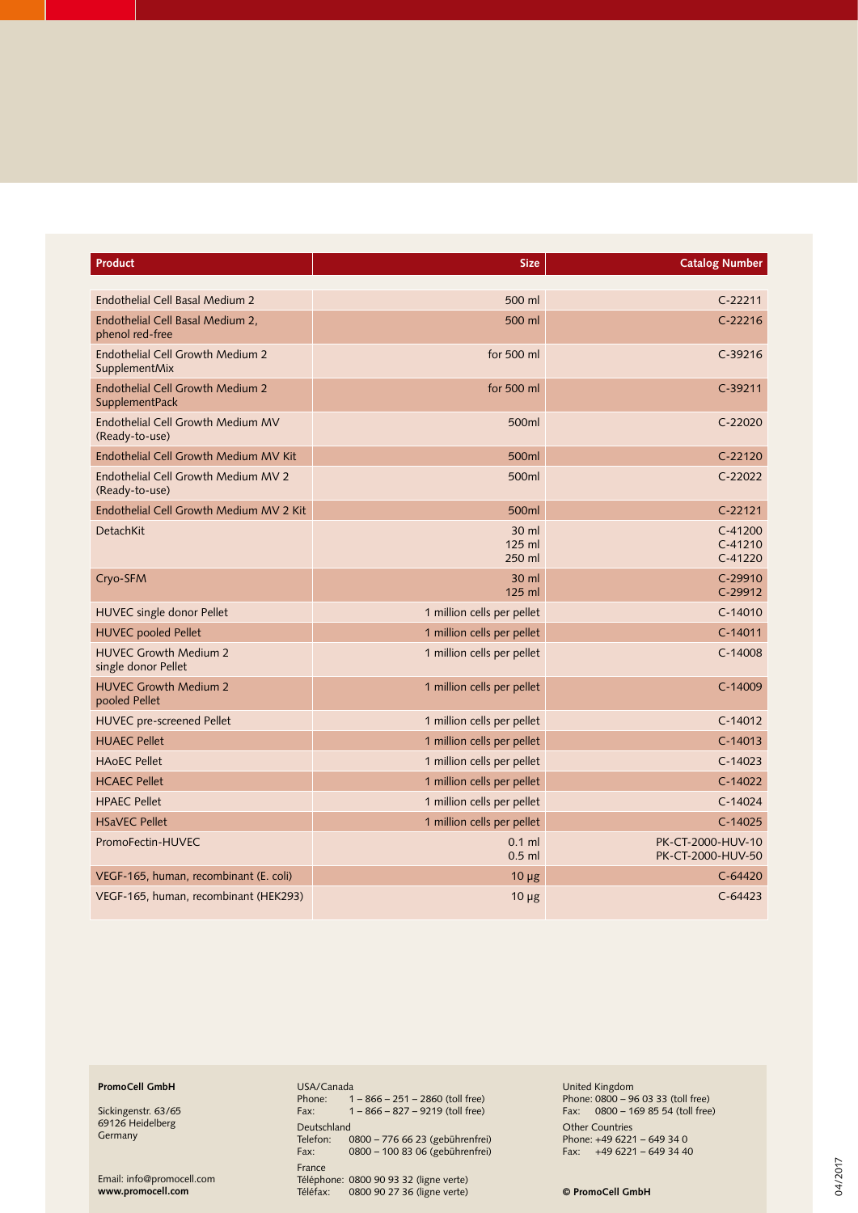| Product | Size | Catalog Number |
| --- | --- | --- |
| Endothelial Cell Basal Medium 2 | 500 ml | C-22211 |
| Endothelial Cell Basal Medium 2, phenol red-free | 500 ml | C-22216 |
| Endothelial Cell Growth Medium 2 SupplementMix | for 500 ml | C-39216 |
| Endothelial Cell Growth Medium 2 SupplementPack | for 500 ml | C-39211 |
| Endothelial Cell Growth Medium MV (Ready-to-use) | 500ml | C-22020 |
| Endothelial Cell Growth Medium MV Kit | 500ml | C-22120 |
| Endothelial Cell Growth Medium MV 2 (Ready-to-use) | 500ml | C-22022 |
| Endothelial Cell Growth Medium MV 2 Kit | 500ml | C-22121 |
| DetachKit | 30 ml<br>125 ml<br>250 ml | C-41200<br>C-41210<br>C-41220 |
| Cryo-SFM | 30 ml<br>125 ml | C-29910<br>C-29912 |
| HUVEC single donor Pellet | 1 million cells per pellet | C-14010 |
| HUVEC pooled Pellet | 1 million cells per pellet | C-14011 |
| HUVEC Growth Medium 2 single donor Pellet | 1 million cells per pellet | C-14008 |
| HUVEC Growth Medium 2 pooled Pellet | 1 million cells per pellet | C-14009 |
| HUVEC pre-screened Pellet | 1 million cells per pellet | C-14012 |
| HUAEC Pellet | 1 million cells per pellet | C-14013 |
| HAoEC Pellet | 1 million cells per pellet | C-14023 |
| HCAEC Pellet | 1 million cells per pellet | C-14022 |
| HPAEC Pellet | 1 million cells per pellet | C-14024 |
| HSaVEC Pellet | 1 million cells per pellet | C-14025 |
| PromoFectin-HUVEC | 0.1 ml<br>0.5 ml | PK-CT-2000-HUV-10<br>PK-CT-2000-HUV-50 |
| VEGF-165, human, recombinant (E. coli) | 10 µg | C-64420 |
| VEGF-165, human, recombinant (HEK293) | 10 µg | C-64423 |

**PromoCell GmbH**

Sickingenstr. 63/65
69126 Heidelberg
Germany

Email: info@promocell.com
**www.promocell.com**

USA/Canada
Phone: 1 – 866 – 251 – 2860 (toll free)
Fax: 1 – 866 – 827 – 9219 (toll free)

Deutschland
Telefon: 0800 – 776 66 23 (gebührenfrei)
Fax: 0800 – 100 83 06 (gebührenfrei)

France
Téléphone: 0800 90 93 32 (ligne verte)
Téléfax: 0800 90 27 36 (ligne verte)

United Kingdom
Phone: 0800 – 96 03 33 (toll free)
Fax: 0800 – 169 85 54 (toll free)

Other Countries
Phone: +49 6221 – 649 34 0
Fax: +49 6221 – 649 34 40

**© PromoCell GmbH**

04/2017